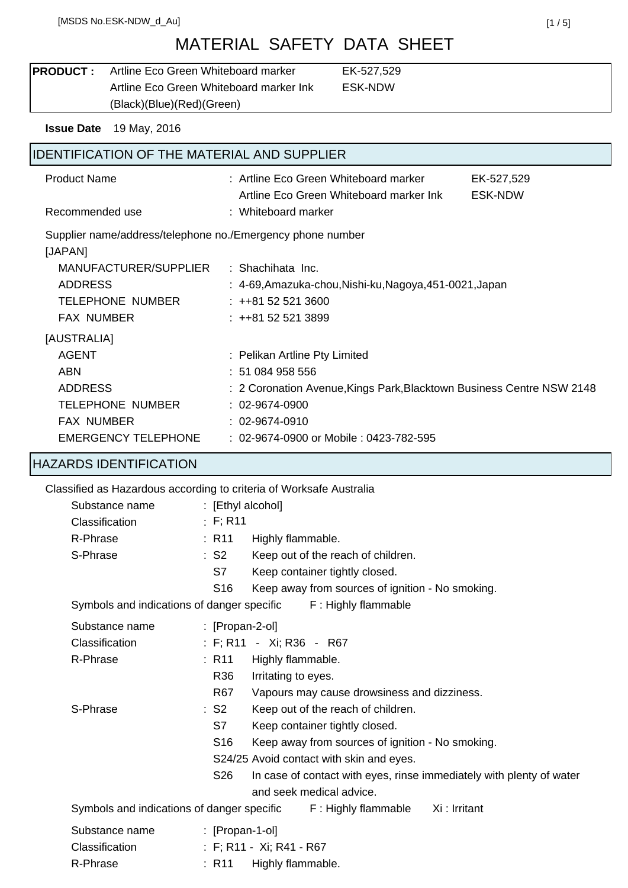[MSDS No.ESK-NDW_d_Au]

# MATERIAL SAFETY DATA SHEET

| PRODUCT : | Artline Eco Green Whiteboard marker | EK-527,529 |
|---|---|---|
| | Artline Eco Green Whiteboard marker Ink | ESK-NDW |
| | (Black)(Blue)(Red)(Green) | |

**Issue Date** 19 May, 2016

## IDENTIFICATION OF THE MATERIAL AND SUPPLIER

Product Name : Artline Eco Green Whiteboard marker EK-527,529
Artline Eco Green Whiteboard marker Ink ESK-NDW

Recommended use : Whiteboard marker

Supplier name/address/telephone no./Emergency phone number

[JAPAN]

- MANUFACTURER/SUPPLIER : Shachihata Inc.
- ADDRESS : 4-69,Amazuka-chou,Nishi-ku,Nagoya,451-0021,Japan
- TELEPHONE NUMBER : ++81 52 521 3600
- FAX NUMBER : ++81 52 521 3899

[AUSTRALIA]

- AGENT : Pelikan Artline Pty Limited
- ABN : 51 084 958 556
- ADDRESS : 2 Coronation Avenue,Kings Park,Blacktown Business Centre NSW 2148
- TELEPHONE NUMBER : 02-9674-0900
- FAX NUMBER : 02-9674-0910
- EMERGENCY TELEPHONE : 02-9674-0900 or Mobile : 0423-782-595

## HAZARDS IDENTIFICATION

Classified as Hazardous according to criteria of Worksafe Australia

Substance name : [Ethyl alcohol]
Classification : F; R11
R-Phrase : R11 Highly flammable.
S-Phrase : S2 Keep out of the reach of children.
S7 Keep container tightly closed.
S16 Keep away from sources of ignition - No smoking.
Symbols and indications of danger specific F : Highly flammable

Substance name : [Propan-2-ol]
Classification : F; R11 - Xi; R36 - R67
R-Phrase : R11 Highly flammable.
R36 Irritating to eyes.
R67 Vapours may cause drowsiness and dizziness.
S-Phrase : S2 Keep out of the reach of children.
S7 Keep container tightly closed.
S16 Keep away from sources of ignition - No smoking.
S24/25 Avoid contact with skin and eyes.
S26 In case of contact with eyes, rinse immediately with plenty of water and seek medical advice.
Symbols and indications of danger specific F : Highly flammable Xi : Irritant

Substance name : [Propan-1-ol]
Classification : F; R11 - Xi; R41 - R67
R-Phrase : R11 Highly flammable.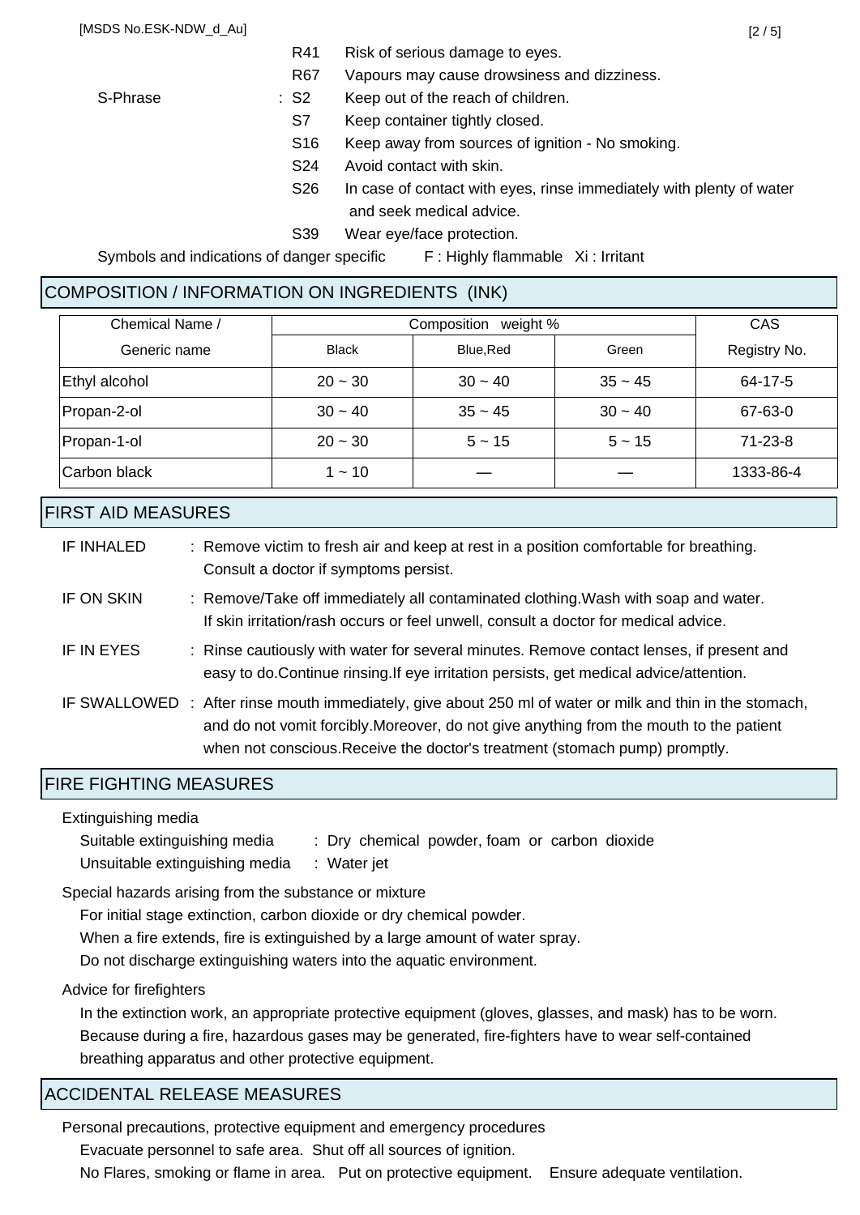R41 Risk of serious damage to eyes.

R67 Vapours may cause drowsiness and dizziness.

S-Phrase : S2 Keep out of the reach of children.

S7 Keep container tightly closed.

S16 Keep away from sources of ignition - No smoking.

S24 Avoid contact with skin.

S26 In case of contact with eyes, rinse immediately with plenty of water and seek medical advice.

S39 Wear eye/face protection.

Symbols and indications of danger specific F : Highly flammable Xi : Irritant

## COMPOSITION / INFORMATION ON INGREDIENTS (INK)

| Chemical Name / Generic name | Composition weight % | | | CAS Registry No. |
|---|---|---|---|---|
| | Black | Blue,Red | Green | |
| Ethyl alcohol | 20 ~ 30 | 30 ~ 40 | 35 ~ 45 | 64-17-5 |
| Propan-2-ol | 30 ~ 40 | 35 ~ 45 | 30 ~ 40 | 67-63-0 |
| Propan-1-ol | 20 ~ 30 | 5 ~ 15 | 5 ~ 15 | 71-23-8 |
| Carbon black | 1 ~ 10 | — | — | 1333-86-4 |

## FIRST AID MEASURES

IF INHALED : Remove victim to fresh air and keep at rest in a position comfortable for breathing. Consult a doctor if symptoms persist.

IF ON SKIN : Remove/Take off immediately all contaminated clothing.Wash with soap and water. If skin irritation/rash occurs or feel unwell, consult a doctor for medical advice.

IF IN EYES : Rinse cautiously with water for several minutes. Remove contact lenses, if present and easy to do.Continue rinsing.If eye irritation persists, get medical advice/attention.

IF SWALLOWED : After rinse mouth immediately, give about 250 ml of water or milk and thin in the stomach, and do not vomit forcibly.Moreover, do not give anything from the mouth to the patient when not conscious.Receive the doctor's treatment (stomach pump) promptly.

## FIRE FIGHTING MEASURES

Extinguishing media

Suitable extinguishing media : Dry chemical powder, foam or carbon dioxide

Unsuitable extinguishing media : Water jet

Special hazards arising from the substance or mixture

For initial stage extinction, carbon dioxide or dry chemical powder.

When a fire extends, fire is extinguished by a large amount of water spray.

Do not discharge extinguishing waters into the aquatic environment.

Advice for firefighters

In the extinction work, an appropriate protective equipment (gloves, glasses, and mask) has to be worn.

Because during a fire, hazardous gases may be generated, fire-fighters have to wear self-contained breathing apparatus and other protective equipment.

## ACCIDENTAL RELEASE MEASURES

Personal precautions, protective equipment and emergency procedures

Evacuate personnel to safe area. Shut off all sources of ignition.

No Flares, smoking or flame in area. Put on protective equipment. Ensure adequate ventilation.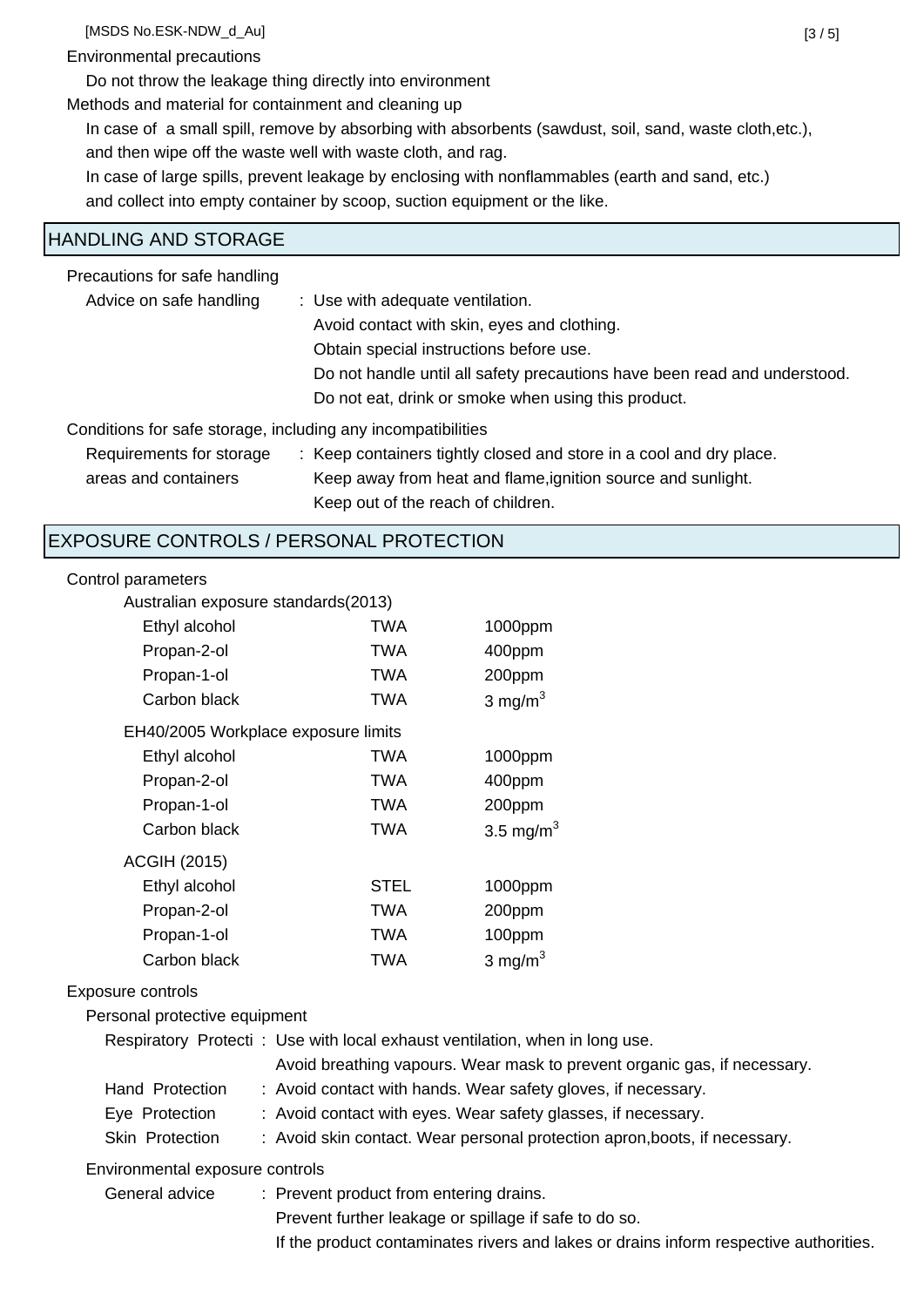Environmental precautions

Do not throw the leakage thing directly into environment

Methods and material for containment and cleaning up

In case of a small spill, remove by absorbing with absorbents (sawdust, soil, sand, waste cloth,etc.), and then wipe off the waste well with waste cloth, and rag.

In case of large spills, prevent leakage by enclosing with nonflammables (earth and sand, etc.) and collect into empty container by scoop, suction equipment or the like.

## HANDLING AND STORAGE

Precautions for safe handling

Advice on safe handling : Use with adequate ventilation.
Avoid contact with skin, eyes and clothing.
Obtain special instructions before use.
Do not handle until all safety precautions have been read and understood.
Do not eat, drink or smoke when using this product.

Conditions for safe storage, including any incompatibilities

Requirements for storage areas and containers : Keep containers tightly closed and store in a cool and dry place.
Keep away from heat and flame,ignition source and sunlight.
Keep out of the reach of children.

## EXPOSURE CONTROLS / PERSONAL PROTECTION

Control parameters

Australian exposure standards(2013)

| | | |
|---|---|---|
| Ethyl alcohol | TWA | 1000ppm |
| Propan-2-ol | TWA | 400ppm |
| Propan-1-ol | TWA | 200ppm |
| Carbon black | TWA | 3 mg/m$^3$ |

EH40/2005 Workplace exposure limits

| | | |
|---|---|---|
| Ethyl alcohol | TWA | 1000ppm |
| Propan-2-ol | TWA | 400ppm |
| Propan-1-ol | TWA | 200ppm |
| Carbon black | TWA | 3.5 mg/m$^3$ |

ACGIH (2015)

| | | |
|---|---|---|
| Ethyl alcohol | STEL | 1000ppm |
| Propan-2-ol | TWA | 200ppm |
| Propan-1-ol | TWA | 100ppm |
| Carbon black | TWA | 3 mg/m$^3$ |

Exposure controls

Personal protective equipment

Respiratory Protecti : Use with local exhaust ventilation, when in long use.
Avoid breathing vapours. Wear mask to prevent organic gas, if necessary.

Hand Protection : Avoid contact with hands. Wear safety gloves, if necessary.

Eye Protection : Avoid contact with eyes. Wear safety glasses, if necessary.

Skin Protection : Avoid skin contact. Wear personal protection apron,boots, if necessary.

Environmental exposure controls

General advice : Prevent product from entering drains.
Prevent further leakage or spillage if safe to do so.
If the product contaminates rivers and lakes or drains inform respective authorities.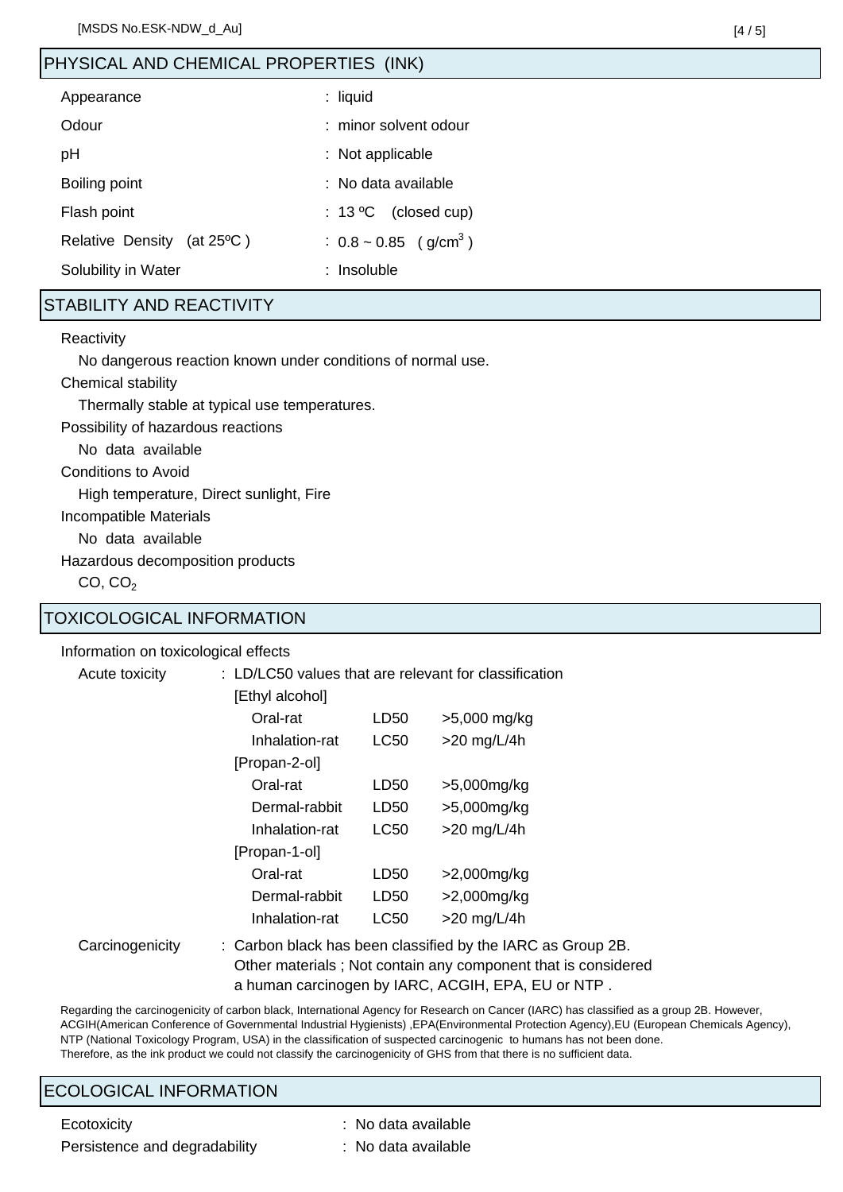## PHYSICAL AND CHEMICAL PROPERTIES (INK)

| | |
|---|---|
| Appearance | : liquid |
| Odour | : minor solvent odour |
| pH | : Not applicable |
| Boiling point | : No data available |
| Flash point | : 13 ºC (closed cup) |
| Relative Density (at 25ºC ) | : 0.8 ~ 0.85 ( $g/cm^3$ ) |
| Solubility in Water | : Insoluble |

## STABILITY AND REACTIVITY

Reactivity

No dangerous reaction known under conditions of normal use.

Chemical stability

Thermally stable at typical use temperatures.

Possibility of hazardous reactions

No data available

Conditions to Avoid

High temperature, Direct sunlight, Fire

Incompatible Materials

No data available

Hazardous decomposition products

CO, $CO_2$

## TOXICOLOGICAL INFORMATION

Information on toxicological effects

Acute toxicity : LD/LC50 values that are relevant for classification

| | | |
|---|---|---|
| [Ethyl alcohol] | | |
| Oral-rat | LD50 | >5,000 mg/kg |
| Inhalation-rat | LC50 | >20 mg/L/4h |
| [Propan-2-ol] | | |
| Oral-rat | LD50 | >5,000mg/kg |
| Dermal-rabbit | LD50 | >5,000mg/kg |
| Inhalation-rat | LC50 | >20 mg/L/4h |
| [Propan-1-ol] | | |
| Oral-rat | LD50 | >2,000mg/kg |
| Dermal-rabbit | LD50 | >2,000mg/kg |
| Inhalation-rat | LC50 | >20 mg/L/4h |

Carcinogenicity : Carbon black has been classified by the IARC as Group 2B.
Other materials ; Not contain any component that is considered a human carcinogen by IARC, ACGIH, EPA, EU or NTP .

Regarding the carcinogenicity of carbon black, International Agency for Research on Cancer (IARC) has classified as a group 2B. However, ACGIH(American Conference of Governmental Industrial Hygienists) ,EPA(Environmental Protection Agency),EU (European Chemicals Agency), NTP (National Toxicology Program, USA) in the classification of suspected carcinogenic to humans has not been done.
Therefore, as the ink product we could not classify the carcinogenicity of GHS from that there is no sufficient data.

## ECOLOGICAL INFORMATION

| | |
|---|---|
| Ecotoxicity | : No data available |
| Persistence and degradability | : No data available |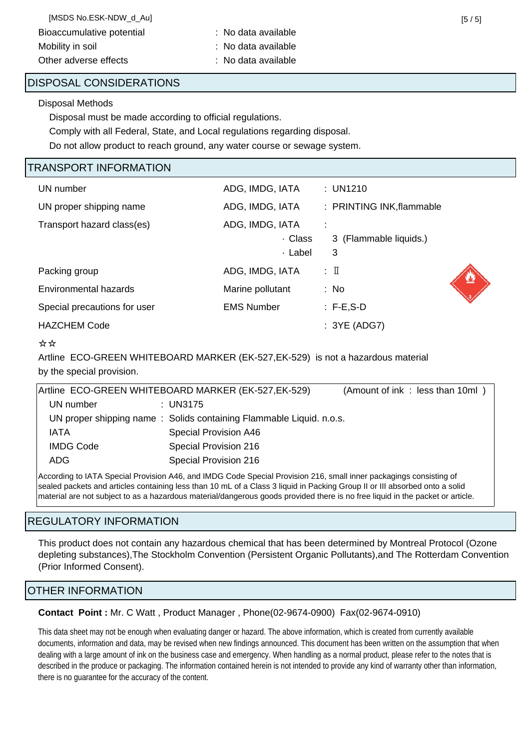[MSDS No.ESK-NDW_d_Au]

| | | |
|---|---|---|
| Bioaccumulative potential | : | No data available |
| Mobility in soil | : | No data available |
| Other adverse effects | : | No data available |

## DISPOSAL CONSIDERATIONS

Disposal Methods

Disposal must be made according to official regulations.
Comply with all Federal, State, and Local regulations regarding disposal.
Do not allow product to reach ground, any water course or sewage system.

## TRANSPORT INFORMATION

| | | |
|---|---|---|
| UN number | ADG, IMDG, IATA | : UN1210 |
| UN proper shipping name | ADG, IMDG, IATA | : PRINTING INK,flammable |
| Transport hazard class(es) | ADG, IMDG, IATA | : |
| | · Class | 3 (Flammable liquids.) |
| | · Label | 3 |
| Packing group | ADG, IMDG, IATA | : Ⅱ |
| Environmental hazards | Marine pollutant | : No |
| Special precautions for user | EMS Number | : F-E,S-D |
| HAZCHEM Code | | : 3YE (ADG7) |

☆☆

Artline ECO-GREEN WHITEBOARD MARKER (EK-527,EK-529) is not a hazardous material by the special provision.

Artline ECO-GREEN WHITEBOARD MARKER (EK-527,EK-529) (Amount of ink : less than 10ml )

| | |
|---|---|
| UN number | : UN3175 |
| UN proper shipping name | : Solids containing Flammable Liquid. n.o.s. |
| IATA | Special Provision A46 |
| IMDG Code | Special Provision 216 |
| ADG | Special Provision 216 |

According to IATA Special Provision A46, and IMDG Code Special Provision 216, small inner packagings consisting of sealed packets and articles containing less than 10 mL of a Class 3 liquid in Packing Group II or III absorbed onto a solid material are not subject to as a hazardous material/dangerous goods provided there is no free liquid in the packet or article.

## REGULATORY INFORMATION

This product does not contain any hazardous chemical that has been determined by Montreal Protocol (Ozone depleting substances),The Stockholm Convention (Persistent Organic Pollutants),and The Rotterdam Convention (Prior Informed Consent).

## OTHER INFORMATION

**Contact Point :** Mr. C Watt , Product Manager , Phone(02-9674-0900) Fax(02-9674-0910)

This data sheet may not be enough when evaluating danger or hazard. The above information, which is created from currently available documents, information and data, may be revised when new findings announced. This document has been written on the assumption that when dealing with a large amount of ink on the business case and emergency. When handling as a normal product, please refer to the notes that is described in the produce or packaging. The information contained herein is not intended to provide any kind of warranty other than information, there is no guarantee for the accuracy of the content.